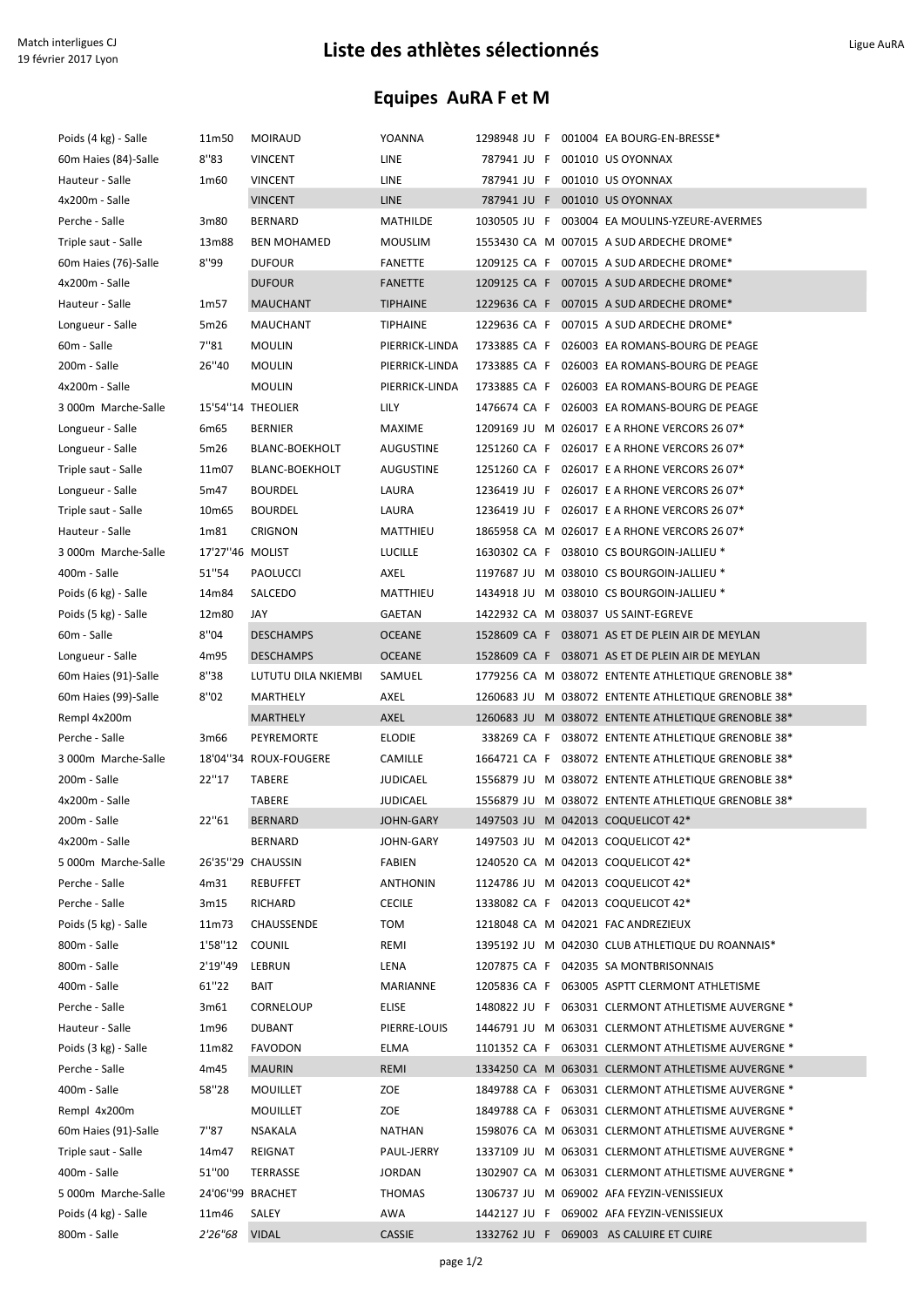Match interligues CJ
19 février 2017 Lyon

# Liste des athlètes sélectionnés

Ligue AuRA

## Equipes AuRA F et M

| Épreuve | Perf | Nom | Prénom | Licence | Cat | Sexe | Club |
|---|---|---|---|---|---|---|---|
| Poids (4 kg) - Salle | 11m50 | MOIRAUD | YOANNA | 1298948 | JU | F | 001004 EA BOURG-EN-BRESSE* |
| 60m Haies (84)-Salle | 8''83 | VINCENT | LINE | 787941 | JU | F | 001010 US OYONNAX |
| Hauteur - Salle | 1m60 | VINCENT | LINE | 787941 | JU | F | 001010 US OYONNAX |
| 4x200m - Salle | | VINCENT | LINE | 787941 | JU | F | 001010 US OYONNAX |
| Perche - Salle | 3m80 | BERNARD | MATHILDE | 1030505 | JU | F | 003004 EA MOULINS-YZEURE-AVERMES |
| Triple saut - Salle | 13m88 | BEN MOHAMED | MOUSLIM | 1553430 | CA | M | 007015 A SUD ARDECHE DROME* |
| 60m Haies (76)-Salle | 8''99 | DUFOUR | FANETTE | 1209125 | CA | F | 007015 A SUD ARDECHE DROME* |
| 4x200m - Salle | | DUFOUR | FANETTE | 1209125 | CA | F | 007015 A SUD ARDECHE DROME* |
| Hauteur - Salle | 1m57 | MAUCHANT | TIPHAINE | 1229636 | CA | F | 007015 A SUD ARDECHE DROME* |
| Longueur - Salle | 5m26 | MAUCHANT | TIPHAINE | 1229636 | CA | F | 007015 A SUD ARDECHE DROME* |
| 60m - Salle | 7''81 | MOULIN | PIERRICK-LINDA | 1733885 | CA | F | 026003 EA ROMANS-BOURG DE PEAGE |
| 200m - Salle | 26''40 | MOULIN | PIERRICK-LINDA | 1733885 | CA | F | 026003 EA ROMANS-BOURG DE PEAGE |
| 4x200m - Salle | | MOULIN | PIERRICK-LINDA | 1733885 | CA | F | 026003 EA ROMANS-BOURG DE PEAGE |
| 3 000m Marche-Salle | 15'54''14 | THEOLIER | LILY | 1476674 | CA | F | 026003 EA ROMANS-BOURG DE PEAGE |
| Longueur - Salle | 6m65 | BERNIER | MAXIME | 1209169 | JU | M | 026017 E A RHONE VERCORS 26 07* |
| Longueur - Salle | 5m26 | BLANC-BOEKHOLT | AUGUSTINE | 1251260 | CA | F | 026017 E A RHONE VERCORS 26 07* |
| Triple saut - Salle | 11m07 | BLANC-BOEKHOLT | AUGUSTINE | 1251260 | CA | F | 026017 E A RHONE VERCORS 26 07* |
| Longueur - Salle | 5m47 | BOURDEL | LAURA | 1236419 | JU | F | 026017 E A RHONE VERCORS 26 07* |
| Triple saut - Salle | 10m65 | BOURDEL | LAURA | 1236419 | JU | F | 026017 E A RHONE VERCORS 26 07* |
| Hauteur - Salle | 1m81 | CRIGNON | MATTHIEU | 1865958 | CA | M | 026017 E A RHONE VERCORS 26 07* |
| 3 000m Marche-Salle | 17'27''46 | MOLIST | LUCILLE | 1630302 | CA | F | 038010 CS BOURGOIN-JALLIEU * |
| 400m - Salle | 51''54 | PAOLUCCI | AXEL | 1197687 | JU | M | 038010 CS BOURGOIN-JALLIEU * |
| Poids (6 kg) - Salle | 14m84 | SALCEDO | MATTHIEU | 1434918 | JU | M | 038010 CS BOURGOIN-JALLIEU * |
| Poids (5 kg) - Salle | 12m80 | JAY | GAETAN | 1422932 | CA | M | 038037 US SAINT-EGREVE |
| 60m - Salle | 8''04 | DESCHAMPS | OCEANE | 1528609 | CA | F | 038071 AS ET DE PLEIN AIR DE MEYLAN |
| Longueur - Salle | 4m95 | DESCHAMPS | OCEANE | 1528609 | CA | F | 038071 AS ET DE PLEIN AIR DE MEYLAN |
| 60m Haies (91)-Salle | 8''38 | LUTUTU DILA NKIEMBI | SAMUEL | 1779256 | CA | M | 038072 ENTENTE ATHLETIQUE GRENOBLE 38* |
| 60m Haies (99)-Salle | 8''02 | MARTHELY | AXEL | 1260683 | JU | M | 038072 ENTENTE ATHLETIQUE GRENOBLE 38* |
| Rempl 4x200m | | MARTHELY | AXEL | 1260683 | JU | M | 038072 ENTENTE ATHLETIQUE GRENOBLE 38* |
| Perche - Salle | 3m66 | PEYREMORTE | ELODIE | 338269 | CA | F | 038072 ENTENTE ATHLETIQUE GRENOBLE 38* |
| 3 000m Marche-Salle | 18'04''34 | ROUX-FOUGERE | CAMILLE | 1664721 | CA | F | 038072 ENTENTE ATHLETIQUE GRENOBLE 38* |
| 200m - Salle | 22''17 | TABERE | JUDICAEL | 1556879 | JU | M | 038072 ENTENTE ATHLETIQUE GRENOBLE 38* |
| 4x200m - Salle | | TABERE | JUDICAEL | 1556879 | JU | M | 038072 ENTENTE ATHLETIQUE GRENOBLE 38* |
| 200m - Salle | 22''61 | BERNARD | JOHN-GARY | 1497503 | JU | M | 042013 COQUELICOT 42* |
| 4x200m - Salle | | BERNARD | JOHN-GARY | 1497503 | JU | M | 042013 COQUELICOT 42* |
| 5 000m Marche-Salle | 26'35''29 | CHAUSSIN | FABIEN | 1240520 | CA | M | 042013 COQUELICOT 42* |
| Perche - Salle | 4m31 | REBUFFET | ANTHONIN | 1124786 | JU | M | 042013 COQUELICOT 42* |
| Perche - Salle | 3m15 | RICHARD | CECILE | 1338082 | CA | F | 042013 COQUELICOT 42* |
| Poids (5 kg) - Salle | 11m73 | CHAUSSENDE | TOM | 1218048 | CA | M | 042021 FAC ANDREZIEUX |
| 800m - Salle | 1'58''12 | COUNIL | REMI | 1395192 | JU | M | 042030 CLUB ATHLETIQUE DU ROANNAIS* |
| 800m - Salle | 2'19''49 | LEBRUN | LENA | 1207875 | CA | F | 042035 SA MONTBRISONNAIS |
| 400m - Salle | 61''22 | BAIT | MARIANNE | 1205836 | CA | F | 063005 ASPTT CLERMONT ATHLETISME |
| Perche - Salle | 3m61 | CORNELOUP | ELISE | 1480822 | JU | F | 063031 CLERMONT ATHLETISME AUVERGNE * |
| Hauteur - Salle | 1m96 | DUBANT | PIERRE-LOUIS | 1446791 | JU | M | 063031 CLERMONT ATHLETISME AUVERGNE * |
| Poids (3 kg) - Salle | 11m82 | FAVODON | ELMA | 1101352 | CA | F | 063031 CLERMONT ATHLETISME AUVERGNE * |
| Perche - Salle | 4m45 | MAURIN | REMI | 1334250 | CA | M | 063031 CLERMONT ATHLETISME AUVERGNE * |
| 400m - Salle | 58''28 | MOUILLET | ZOE | 1849788 | CA | F | 063031 CLERMONT ATHLETISME AUVERGNE * |
| Rempl 4x200m | | MOUILLET | ZOE | 1849788 | CA | F | 063031 CLERMONT ATHLETISME AUVERGNE * |
| 60m Haies (91)-Salle | 7''87 | NSAKALA | NATHAN | 1598076 | CA | M | 063031 CLERMONT ATHLETISME AUVERGNE * |
| Triple saut - Salle | 14m47 | REIGNAT | PAUL-JERRY | 1337109 | JU | M | 063031 CLERMONT ATHLETISME AUVERGNE * |
| 400m - Salle | 51''00 | TERRASSE | JORDAN | 1302907 | CA | M | 063031 CLERMONT ATHLETISME AUVERGNE * |
| 5 000m Marche-Salle | 24'06''99 | BRACHET | THOMAS | 1306737 | JU | M | 069002 AFA FEYZIN-VENISSIEUX |
| Poids (4 kg) - Salle | 11m46 | SALEY | AWA | 1442127 | JU | F | 069002 AFA FEYZIN-VENISSIEUX |
| 800m - Salle | *2'26''68* | VIDAL | CASSIE | 1332762 | JU | F | 069003 AS CALUIRE ET CUIRE |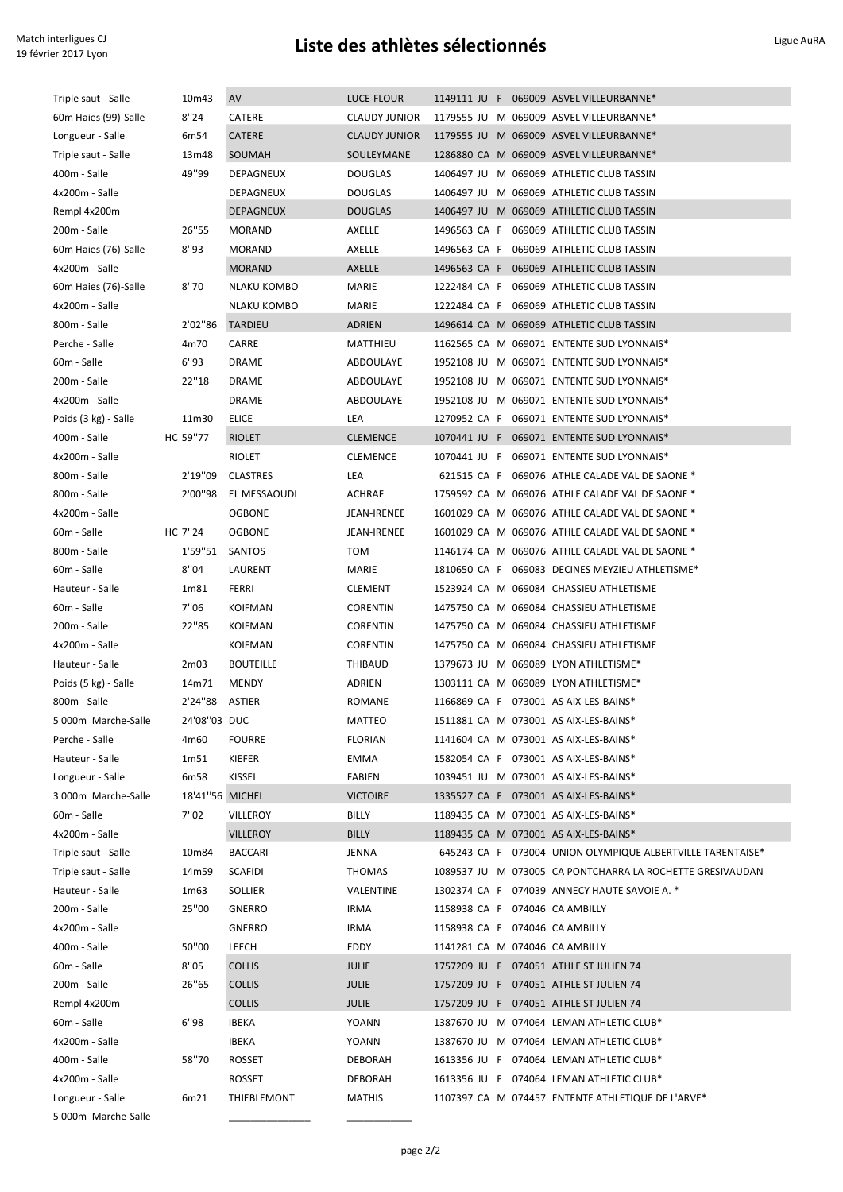# Liste des athlètes sélectionnés

| | | | | | | | | |
|---|---|---|---|---|---|---|---|---|
| Triple saut - Salle | 10m43 | AV | LUCE-FLOUR | 1149111 | JU | F | 069009 | ASVEL VILLEURBANNE* |
| 60m Haies (99)-Salle | 8''24 | CATERE | CLAUDY JUNIOR | 1179555 | JU | M | 069009 | ASVEL VILLEURBANNE* |
| Longueur - Salle | 6m54 | CATERE | CLAUDY JUNIOR | 1179555 | JU | M | 069009 | ASVEL VILLEURBANNE* |
| Triple saut - Salle | 13m48 | SOUMAH | SOULEYMANE | 1286880 | CA | M | 069009 | ASVEL VILLEURBANNE* |
| 400m - Salle | 49''99 | DEPAGNEUX | DOUGLAS | 1406497 | JU | M | 069069 | ATHLETIC CLUB TASSIN |
| 4x200m - Salle | | DEPAGNEUX | DOUGLAS | 1406497 | JU | M | 069069 | ATHLETIC CLUB TASSIN |
| Rempl 4x200m | | DEPAGNEUX | DOUGLAS | 1406497 | JU | M | 069069 | ATHLETIC CLUB TASSIN |
| 200m - Salle | 26''55 | MORAND | AXELLE | 1496563 | CA | F | 069069 | ATHLETIC CLUB TASSIN |
| 60m Haies (76)-Salle | 8''93 | MORAND | AXELLE | 1496563 | CA | F | 069069 | ATHLETIC CLUB TASSIN |
| 4x200m - Salle | | MORAND | AXELLE | 1496563 | CA | F | 069069 | ATHLETIC CLUB TASSIN |
| 60m Haies (76)-Salle | 8''70 | NLAKU KOMBO | MARIE | 1222484 | CA | F | 069069 | ATHLETIC CLUB TASSIN |
| 4x200m - Salle | | NLAKU KOMBO | MARIE | 1222484 | CA | F | 069069 | ATHLETIC CLUB TASSIN |
| 800m - Salle | 2'02''86 | TARDIEU | ADRIEN | 1496614 | CA | M | 069069 | ATHLETIC CLUB TASSIN |
| Perche - Salle | 4m70 | CARRE | MATTHIEU | 1162565 | CA | M | 069071 | ENTENTE SUD LYONNAIS* |
| 60m - Salle | 6''93 | DRAME | ABDOULAYE | 1952108 | JU | M | 069071 | ENTENTE SUD LYONNAIS* |
| 200m - Salle | 22''18 | DRAME | ABDOULAYE | 1952108 | JU | M | 069071 | ENTENTE SUD LYONNAIS* |
| 4x200m - Salle | | DRAME | ABDOULAYE | 1952108 | JU | M | 069071 | ENTENTE SUD LYONNAIS* |
| Poids (3 kg) - Salle | 11m30 | ELICE | LEA | 1270952 | CA | F | 069071 | ENTENTE SUD LYONNAIS* |
| 400m - Salle | HC 59''77 | RIOLET | CLEMENCE | 1070441 | JU | F | 069071 | ENTENTE SUD LYONNAIS* |
| 4x200m - Salle | | RIOLET | CLEMENCE | 1070441 | JU | F | 069071 | ENTENTE SUD LYONNAIS* |
| 800m - Salle | 2'19''09 | CLASTRES | LEA | 621515 | CA | F | 069076 | ATHLE CALADE VAL DE SAONE * |
| 800m - Salle | 2'00''98 | EL MESSAOUDI | ACHRAF | 1759592 | CA | M | 069076 | ATHLE CALADE VAL DE SAONE * |
| 4x200m - Salle | | OGBONE | JEAN-IRENEE | 1601029 | CA | M | 069076 | ATHLE CALADE VAL DE SAONE * |
| 60m - Salle | HC 7''24 | OGBONE | JEAN-IRENEE | 1601029 | CA | M | 069076 | ATHLE CALADE VAL DE SAONE * |
| 800m - Salle | 1'59''51 | SANTOS | TOM | 1146174 | CA | M | 069076 | ATHLE CALADE VAL DE SAONE * |
| 60m - Salle | 8''04 | LAURENT | MARIE | 1810650 | CA | F | 069083 | DECINES MEYZIEU ATHLETISME* |
| Hauteur - Salle | 1m81 | FERRI | CLEMENT | 1523924 | CA | M | 069084 | CHASSIEU ATHLETISME |
| 60m - Salle | 7''06 | KOIFMAN | CORENTIN | 1475750 | CA | M | 069084 | CHASSIEU ATHLETISME |
| 200m - Salle | 22''85 | KOIFMAN | CORENTIN | 1475750 | CA | M | 069084 | CHASSIEU ATHLETISME |
| 4x200m - Salle | | KOIFMAN | CORENTIN | 1475750 | CA | M | 069084 | CHASSIEU ATHLETISME |
| Hauteur - Salle | 2m03 | BOUTEILLE | THIBAUD | 1379673 | JU | M | 069089 | LYON ATHLETISME* |
| Poids (5 kg) - Salle | 14m71 | MENDY | ADRIEN | 1303111 | CA | M | 069089 | LYON ATHLETISME* |
| 800m - Salle | 2'24''88 | ASTIER | ROMANE | 1166869 | CA | F | 073001 | AS AIX-LES-BAINS* |
| 5 000m Marche-Salle | 24'08''03 | DUC | MATTEO | 1511881 | CA | M | 073001 | AS AIX-LES-BAINS* |
| Perche - Salle | 4m60 | FOURRE | FLORIAN | 1141604 | CA | M | 073001 | AS AIX-LES-BAINS* |
| Hauteur - Salle | 1m51 | KIEFER | EMMA | 1582054 | CA | F | 073001 | AS AIX-LES-BAINS* |
| Longueur - Salle | 6m58 | KISSEL | FABIEN | 1039451 | JU | M | 073001 | AS AIX-LES-BAINS* |
| 3 000m Marche-Salle | 18'41''56 | MICHEL | VICTOIRE | 1335527 | CA | F | 073001 | AS AIX-LES-BAINS* |
| 60m - Salle | 7''02 | VILLEROY | BILLY | 1189435 | CA | M | 073001 | AS AIX-LES-BAINS* |
| 4x200m - Salle | | VILLEROY | BILLY | 1189435 | CA | M | 073001 | AS AIX-LES-BAINS* |
| Triple saut - Salle | 10m84 | BACCARI | JENNA | 645243 | CA | F | 073004 | UNION OLYMPIQUE ALBERTVILLE TARENTAISE* |
| Triple saut - Salle | 14m59 | SCAFIDI | THOMAS | 1089537 | JU | M | 073005 | CA PONTCHARRA LA ROCHETTE GRESIVAUDAN |
| Hauteur - Salle | 1m63 | SOLLIER | VALENTINE | 1302374 | CA | F | 074039 | ANNECY HAUTE SAVOIE A. * |
| 200m - Salle | 25''00 | GNERRO | IRMA | 1158938 | CA | F | 074046 | CA AMBILLY |
| 4x200m - Salle | | GNERRO | IRMA | 1158938 | CA | F | 074046 | CA AMBILLY |
| 400m - Salle | 50''00 | LEECH | EDDY | 1141281 | CA | M | 074046 | CA AMBILLY |
| 60m - Salle | 8''05 | COLLIS | JULIE | 1757209 | JU | F | 074051 | ATHLE ST JULIEN 74 |
| 200m - Salle | 26''65 | COLLIS | JULIE | 1757209 | JU | F | 074051 | ATHLE ST JULIEN 74 |
| Rempl 4x200m | | COLLIS | JULIE | 1757209 | JU | F | 074051 | ATHLE ST JULIEN 74 |
| 60m - Salle | 6''98 | IBEKA | YOANN | 1387670 | JU | M | 074064 | LEMAN ATHLETIC CLUB* |
| 4x200m - Salle | | IBEKA | YOANN | 1387670 | JU | M | 074064 | LEMAN ATHLETIC CLUB* |
| 400m - Salle | 58''70 | ROSSET | DEBORAH | 1613356 | JU | F | 074064 | LEMAN ATHLETIC CLUB* |
| 4x200m - Salle | | ROSSET | DEBORAH | 1613356 | JU | F | 074064 | LEMAN ATHLETIC CLUB* |
| Longueur - Salle | 6m21 | THIEBLEMONT | MATHIS | 1107397 | CA | M | 074457 | ENTENTE ATHLETIQUE DE L'ARVE* |
| 5 000m Marche-Salle | | _______________ | ____________ | | | | | |